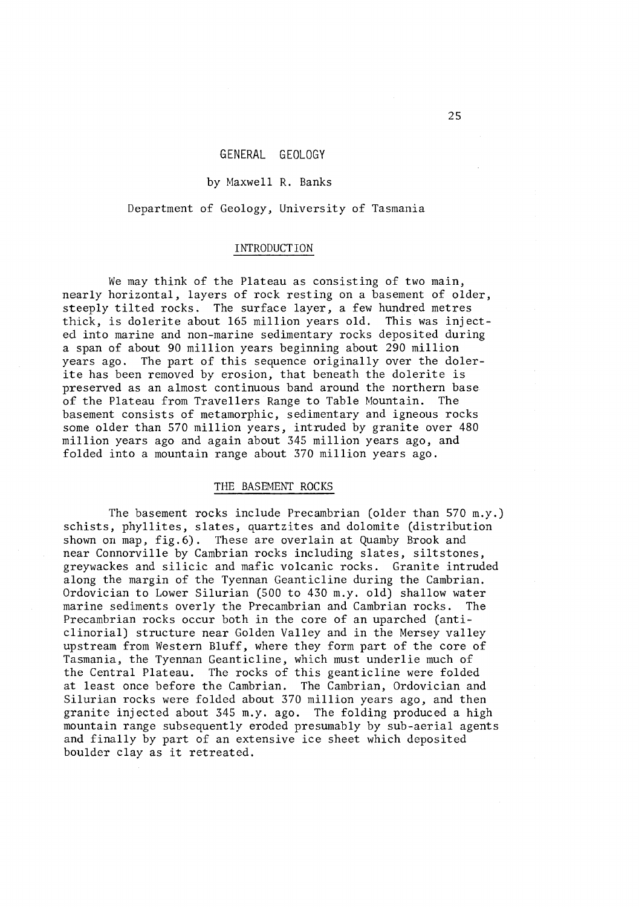# GENERAL GEOLOGY

by Maxwell R. Banks

Department of Geology, University of Tasmania

## INTRODUCTION

We may think of the Plateau as consisting of two main, nearly horizontal, layers of rock resting on a basement of older, steeply tilted rocks. The surface layer, a few hundred metres thick, is dolerite about 165 million years old. This was injected into marine and non-marine sedimentary rocks deposited during a span of about 90 million years beginning about 290 million years ago. The part of this sequence originally over the dolerite has been removed by erosion, that beneath the dolerite is preserved as an almost continuous band around the northern base of the Plateau from Travellers Range to Table Mountain. The basement consists of metamorphic, sedimentary and igneous rocks some older than 570 million years, intruded by granite over 480 million years ago and again about 345 million years ago, and folded into a mountain range about 370 million years ago.

## THE BASEMENT ROCKS

The basement rocks include Precambrian (older than 570 m.y.) schists, phyllites, slates, quartzites and dolomite (distribution shown on map, fig.6). These are overlain at Quamby Brook and near Connorville by Cambrian rocks including slates, siltstones, greywackes and silicic and mafic volcanic rocks. Granite intruded along the margin of the Tyennan Geanticline during the Cambrian. Ordovician to Lower Silurian (500 to 430 m.y. old) shallow water marine sediments overly the Precambrian and Cambrian rocks. The Precambrian rocks occur both in the core of an uparched (anticlinorial) structure near Golden Valley and in the Mersey valley upstream from Western Bluff, where they form part of the core of Tasmania, the Tyennan Geanticline, which must underlie much of the Central Plateau. The rocks of this geanticline were folded at least once before the Cambrian. The Cambrian, Ordovician and Silurian rocks were folded about 370 million years ago, and then granite injected about 345 m.y. ago. The folding produced a high mountain range subsequently eroded presumably by sub-aerial agents and finally by part of an extensive ice sheet which deposited boulder clay as it retreated.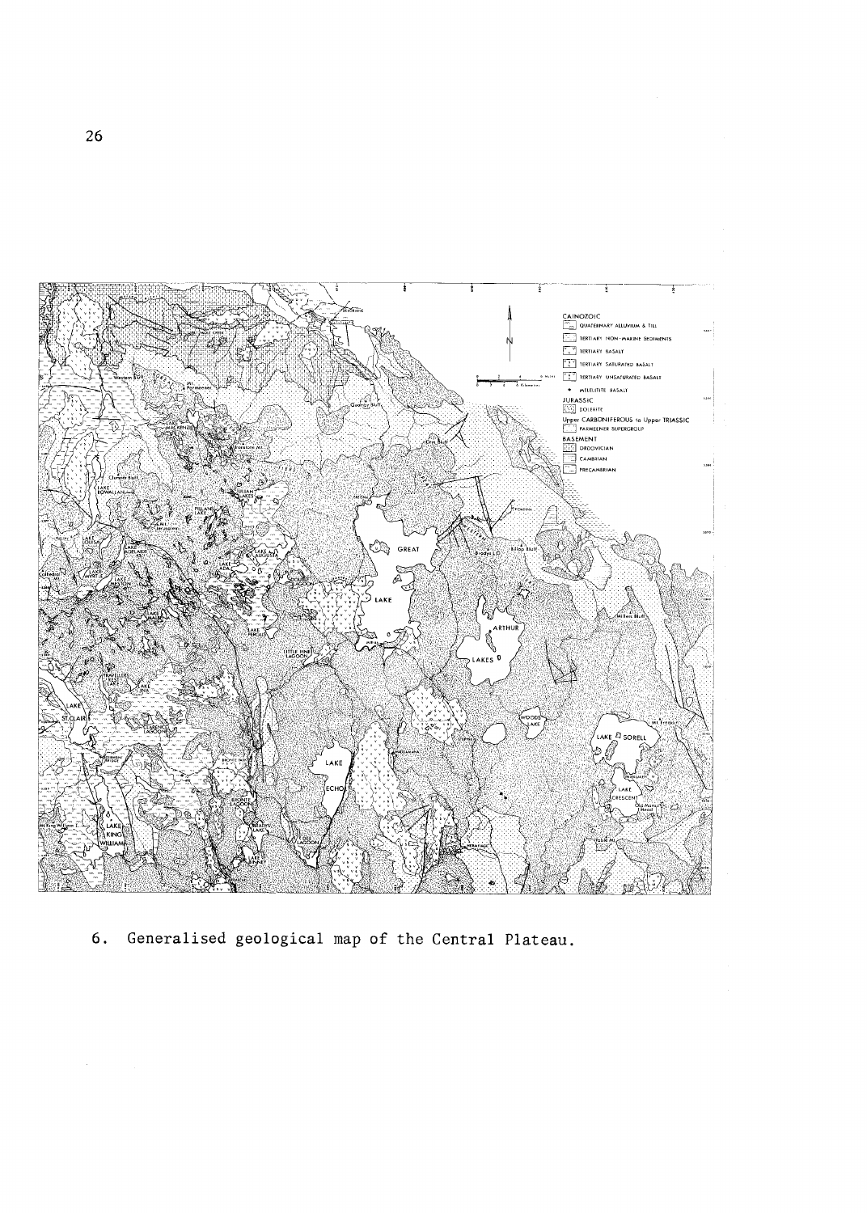6. Generalised geological map of the Central Plateau.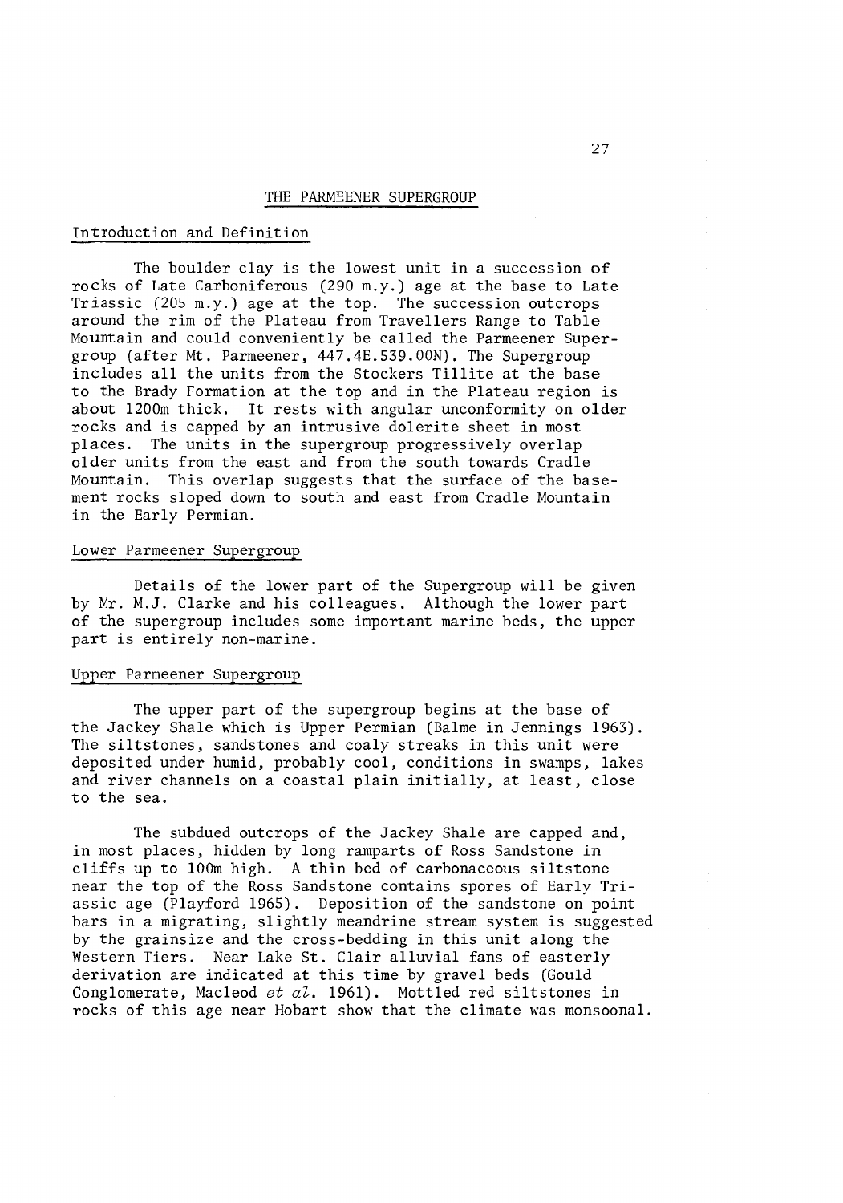# THE PARMEENER SUPERGROUP

## Introduction and Definition

The boulder clay is the lowest unit in a succession of rocks of Late Carboniferous (290 m.y.) age at the base to Late Triassic (205 m.y.) age at the top. The succession outcrops around the rim of the Plateau from Travellers Range to Table Mountain and could conveniently be called the Parmeener Supergroup (after Mt. Parmeener, 447.4E.539.00N). The Supergroup includes all the units from the Stockers Tillite at the base to the Brady Formation at the top and in the Plateau region is about 1200m thick. It rests with angular unconformity on older rocks and is capped by an intrusive dolerite sheet in most places. The units in the supergroup progressively overlap older units from the east and from the south towards Cradle Mountain. This overlap suggests that the surface of the basement rocks sloped down to south and east from Cradle Mountain in the Early Permian.

## Lower Parmeener Supergroup

Details of the lower part of the Supergroup will be given by Mr. M.J. Clarke and his colleagues. Although the lower part of the supergroup includes some important marine beds, the upper part is entirely non-marine.

## Upper Parmeener Supergroup

The upper part of the supergroup begins at the base of the Jackey Shale which is Upper Permian (Balme in Jennings 1963). The siltstones, sandstones and coaly streaks in this unit were deposited under humid, probably cool, conditions in swamps, lakes and river channels on a coastal plain initially, at least, close to the sea.

The subdued outcrops of the Jackey Shale are capped and, in most places, hidden by long ramparts of Ross Sandstone in cliffs up to 100m high. A thin bed of carbonaceous siltstone near the top of the Ross Sandstone contains spores of Early Triassic age (Playford 1965). Deposition of the sandstone on point bars in a migrating, slightly meandrine stream system is suggested by the grainsize and the cross-bedding in this unit along the Western Tiers. Near Lake St. Clair alluvial fans of easterly derivation are indicated at this time by gravel beds (Gould Conglomerate, Macleod *et al.* 1961). Mottled red siltstones in rocks of this age near Hobart show that the climate was monsoonal.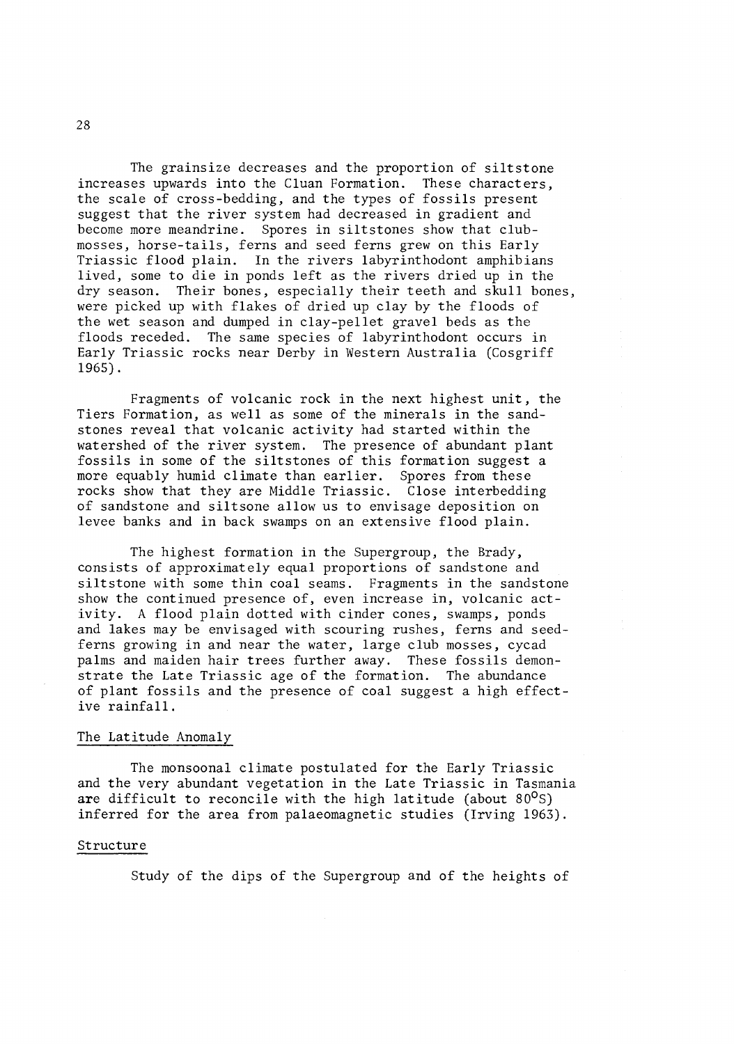The grainsize decreases and the proportion of siltstone increases upwards into the Cluan Formation. These characters, the scale of cross-bedding, and the types of fossils present suggest that the river system had decreased in gradient and become more meandrine. Spores in siltstones show that club-mosses, horse-tails, ferns and seed ferns grew on this Early Triassic flood plain. In the rivers labyrinthodont amphibians lived, some to die in ponds left as the rivers dried up in the dry season. Their bones, especially their teeth and skull bones, were picked up with flakes of dried up clay by the floods of the wet season and dumped in clay-pellet gravel beds as the floods receded. The same species of labyrinthodont occurs in Early Triassic rocks near Derby in Western Australia (Cosgriff 1965).

Fragments of volcanic rock in the next highest unit, the Tiers Formation, as well as some of the minerals in the sandstones reveal that volcanic activity had started within the watershed of the river system. The presence of abundant plant fossils in some of the siltstones of this formation suggest a more equably humid climate than earlier. Spores from these rocks show that they are Middle Triassic. Close interbedding of sandstone and siltsone allow us to envisage deposition on levee banks and in back swamps on an extensive flood plain.

The highest formation in the Supergroup, the Brady, consists of approximately equal proportions of sandstone and siltstone with some thin coal seams. Fragments in the sandstone show the continued presence of, even increase in, volcanic activity. A flood plain dotted with cinder cones, swamps, ponds and lakes may be envisaged with scouring rushes, ferns and seed-ferns growing in and near the water, large club mosses, cycad palms and maiden hair trees further away. These fossils demonstrate the Late Triassic age of the formation. The abundance of plant fossils and the presence of coal suggest a high effective rainfall.

## The Latitude Anomaly

The monsoonal climate postulated for the Early Triassic and the very abundant vegetation in the Late Triassic in Tasmania are difficult to reconcile with the high latitude (about $80^{\circ}$S) inferred for the area from palaeomagnetic studies (Irving 1963).

## Structure

Study of the dips of the Supergroup and of the heights of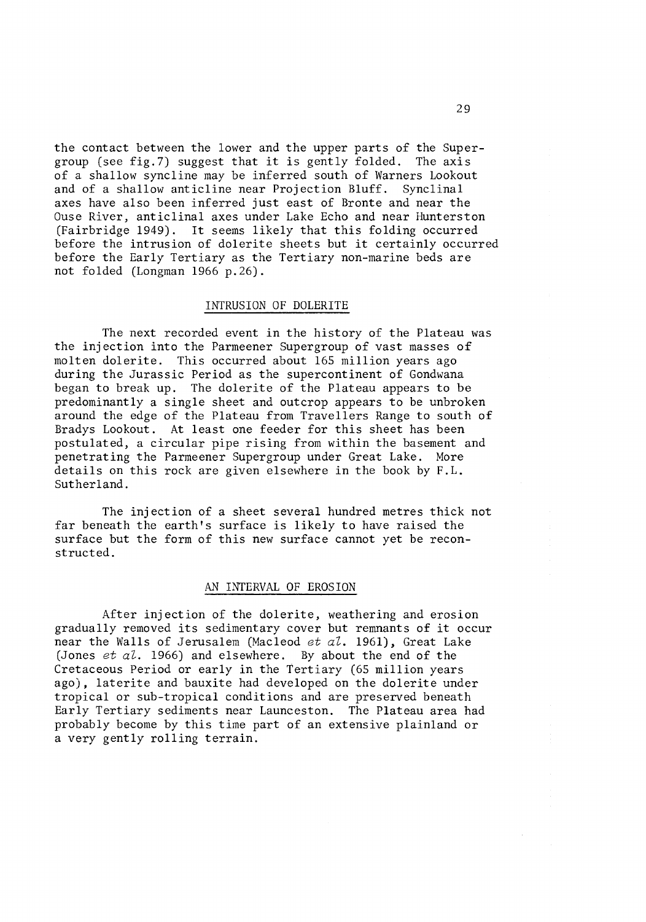the contact between the lower and the upper parts of the Supergroup (see fig.7) suggest that it is gently folded. The axis of a shallow syncline may be inferred south of Warners Lookout and of a shallow anticline near Projection Bluff. Synclinal axes have also been inferred just east of Bronte and near the Ouse River, anticlinal axes under Lake Echo and near Hunterston (Fairbridge 1949). It seems likely that this folding occurred before the intrusion of dolerite sheets but it certainly occurred before the Early Tertiary as the Tertiary non-marine beds are not folded (Longman 1966 p.26).

## INTRUSION OF DOLERITE

The next recorded event in the history of the Plateau was the injection into the Parmeener Supergroup of vast masses of molten dolerite. This occurred about 165 million years ago during the Jurassic Period as the supercontinent of Gondwana began to break up. The dolerite of the Plateau appears to be predominantly a single sheet and outcrop appears to be unbroken around the edge of the Plateau from Travellers Range to south of Bradys Lookout. At least one feeder for this sheet has been postulated, a circular pipe rising from within the basement and penetrating the Parmeener Supergroup under Great Lake. More details on this rock are given elsewhere in the book by F.L. Sutherland.

The injection of a sheet several hundred metres thick not far beneath the earth's surface is likely to have raised the surface but the form of this new surface cannot yet be reconstructed.

## AN INTERVAL OF EROSION

After injection of the dolerite, weathering and erosion gradually removed its sedimentary cover but remnants of it occur near the Walls of Jerusalem (Macleod *et al.* 1961), Great Lake (Jones *et al.* 1966) and elsewhere. By about the end of the Cretaceous Period or early in the Tertiary (65 million years ago), laterite and bauxite had developed on the dolerite under tropical or sub-tropical conditions and are preserved beneath Early Tertiary sediments near Launceston. The Plateau area had probably become by this time part of an extensive plainland or a very gently rolling terrain.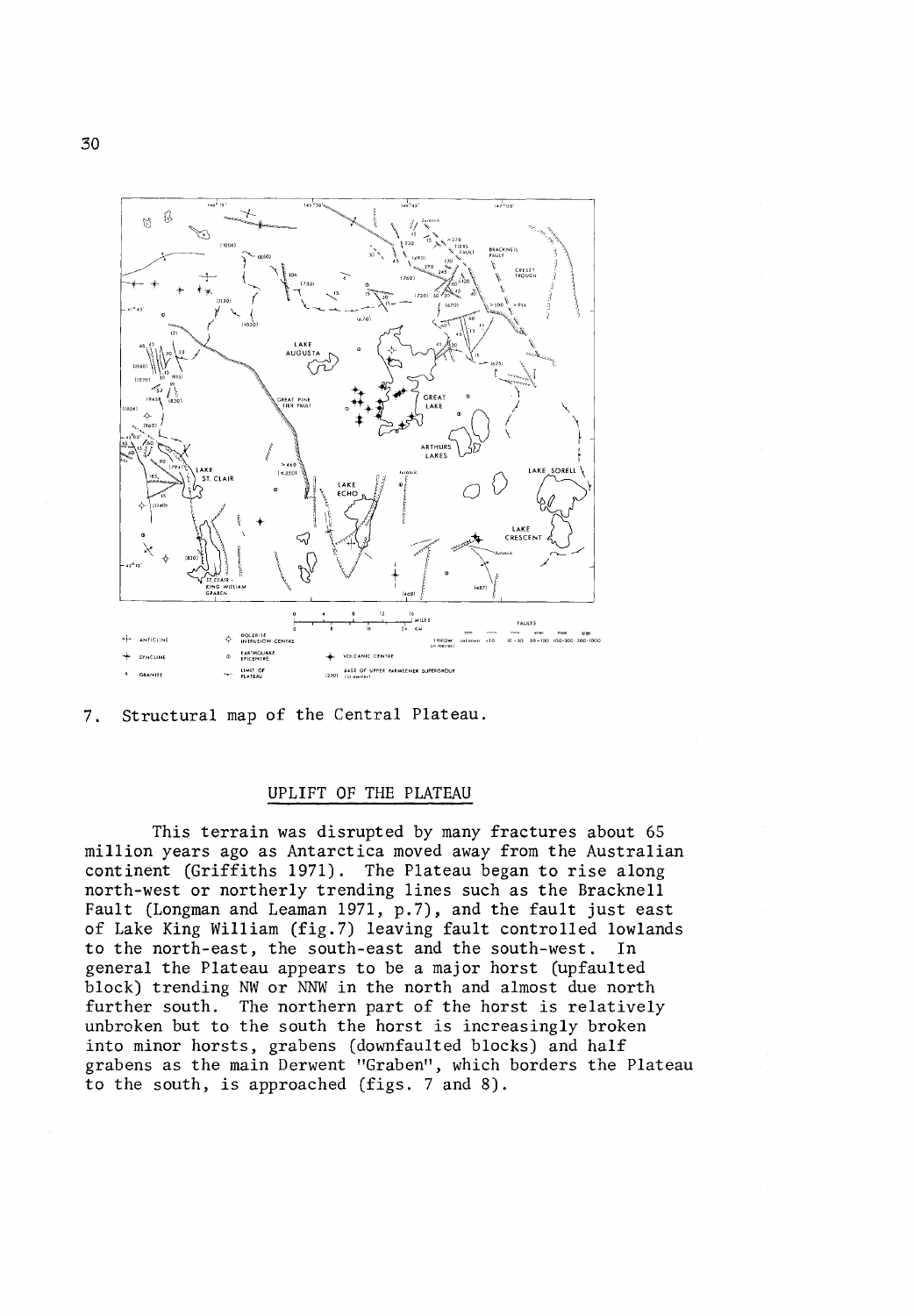7. Structural map of the Central Plateau.

## UPLIFT OF THE PLATEAU

This terrain was disrupted by many fractures about 65 million years ago as Antarctica moved away from the Australian continent (Griffiths 1971). The Plateau began to rise along north-west or northerly trending lines such as the Bracknell Fault (Longman and Leaman 1971, p.7), and the fault just east of Lake King William (fig.7) leaving fault controlled lowlands to the north-east, the south-east and the south-west. In general the Plateau appears to be a major horst (upfaulted block) trending NW or NNW in the north and almost due north further south. The northern part of the horst is relatively unbroken but to the south the horst is increasingly broken into minor horsts, grabens (downfaulted blocks) and half grabens as the main Derwent "Graben", which borders the Plateau to the south, is approached (figs. 7 and 8).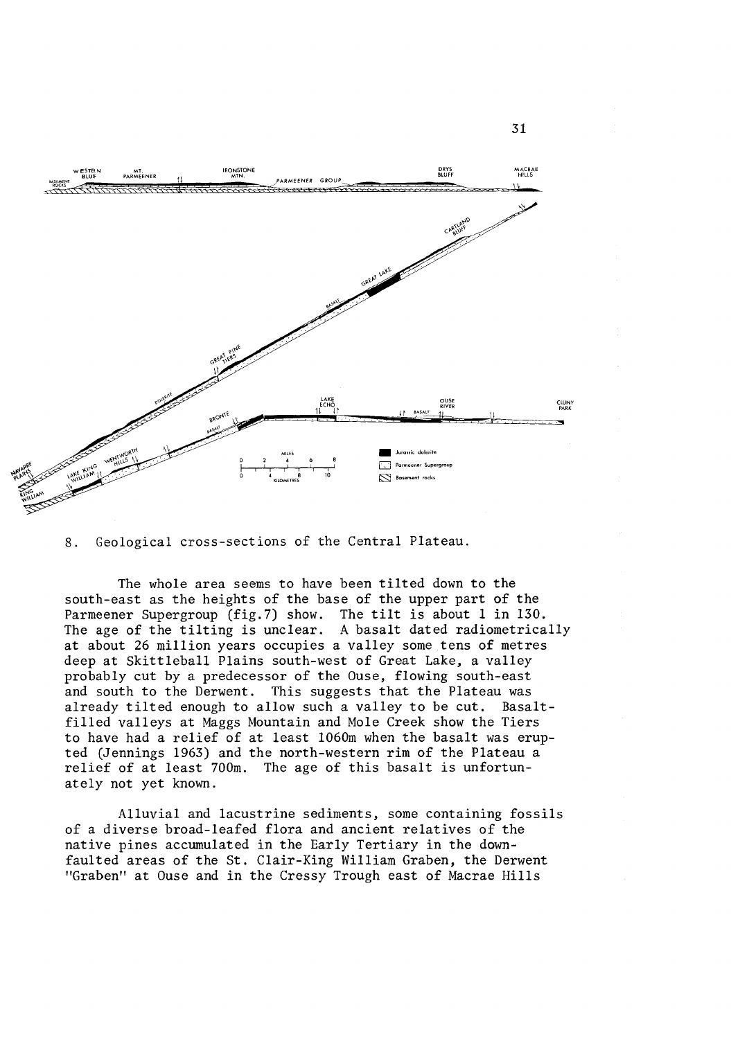8. Geological cross-sections of the Central Plateau.

The whole area seems to have been tilted down to the south-east as the heights of the base of the upper part of the Parmeener Supergroup (fig.7) show. The tilt is about 1 in 130. The age of the tilting is unclear. A basalt dated radiometrically at about 26 million years occupies a valley some tens of metres deep at Skittleball Plains south-west of Great Lake, a valley probably cut by a predecessor of the Ouse, flowing south-east and south to the Derwent. This suggests that the Plateau was already tilted enough to allow such a valley to be cut. Basalt-filled valleys at Maggs Mountain and Mole Creek show the Tiers to have had a relief of at least 1060m when the basalt was erupted (Jennings 1963) and the north-western rim of the Plateau a relief of at least 700m. The age of this basalt is unfortunately not yet known.

Alluvial and lacustrine sediments, some containing fossils of a diverse broad-leafed flora and ancient relatives of the native pines accumulated in the Early Tertiary in the down-faulted areas of the St. Clair-King William Graben, the Derwent "Graben" at Ouse and in the Cressy Trough east of Macrae Hills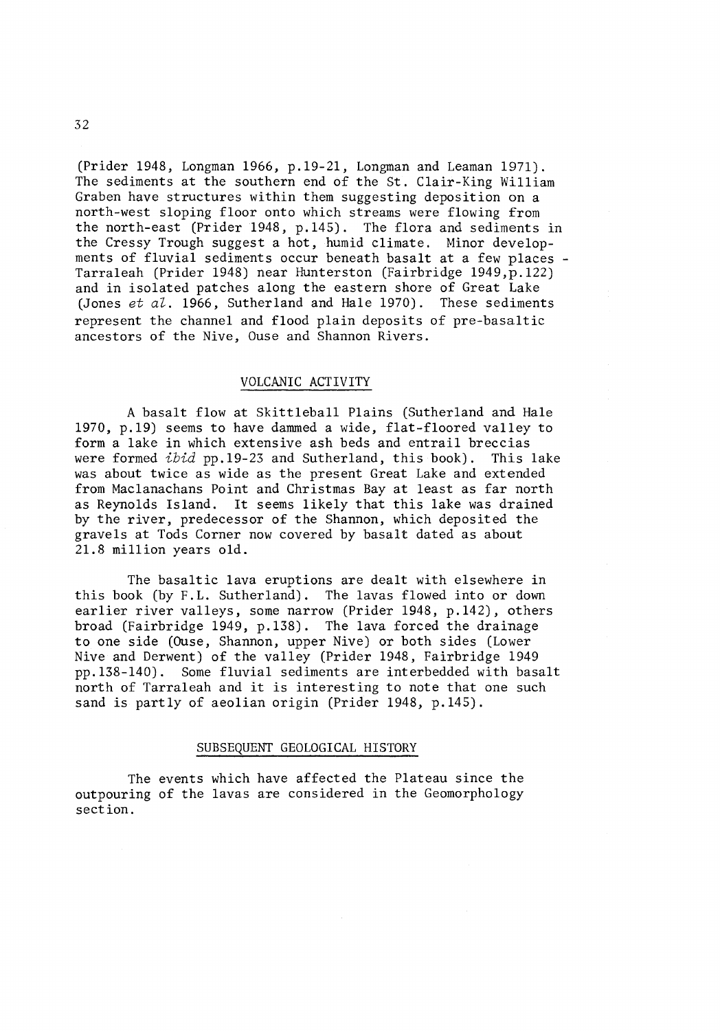(Prider 1948, Longman 1966, p.19-21, Longman and Leaman 1971). The sediments at the southern end of the St. Clair-King William Graben have structures within them suggesting deposition on a north-west sloping floor onto which streams were flowing from the north-east (Prider 1948, p.145). The flora and sediments in the Cressy Trough suggest a hot, humid climate. Minor developments of fluvial sediments occur beneath basalt at a few places - Tarraleah (Prider 1948) near Hunterston (Fairbridge 1949,p.122) and in isolated patches along the eastern shore of Great Lake (Jones *et al.* 1966, Sutherland and Hale 1970). These sediments represent the channel and flood plain deposits of pre-basaltic ancestors of the Nive, Ouse and Shannon Rivers.

## VOLCANIC ACTIVITY

A basalt flow at Skittleball Plains (Sutherland and Hale 1970, p.19) seems to have dammed a wide, flat-floored valley to form a lake in which extensive ash beds and entrail breccias were formed *ibid* pp.19-23 and Sutherland, this book). This lake was about twice as wide as the present Great Lake and extended from Maclanachans Point and Christmas Bay at least as far north as Reynolds Island. It seems likely that this lake was drained by the river, predecessor of the Shannon, which deposited the gravels at Tods Corner now covered by basalt dated as about 21.8 million years old.

The basaltic lava eruptions are dealt with elsewhere in this book (by F.L. Sutherland). The lavas flowed into or down earlier river valleys, some narrow (Prider 1948, p.142), others broad (Fairbridge 1949, p.138). The lava forced the drainage to one side (Ouse, Shannon, upper Nive) or both sides (Lower Nive and Derwent) of the valley (Prider 1948, Fairbridge 1949 pp.138-140). Some fluvial sediments are interbedded with basalt north of Tarraleah and it is interesting to note that one such sand is partly of aeolian origin (Prider 1948, p.145).

## SUBSEQUENT GEOLOGICAL HISTORY

The events which have affected the Plateau since the outpouring of the lavas are considered in the Geomorphology section.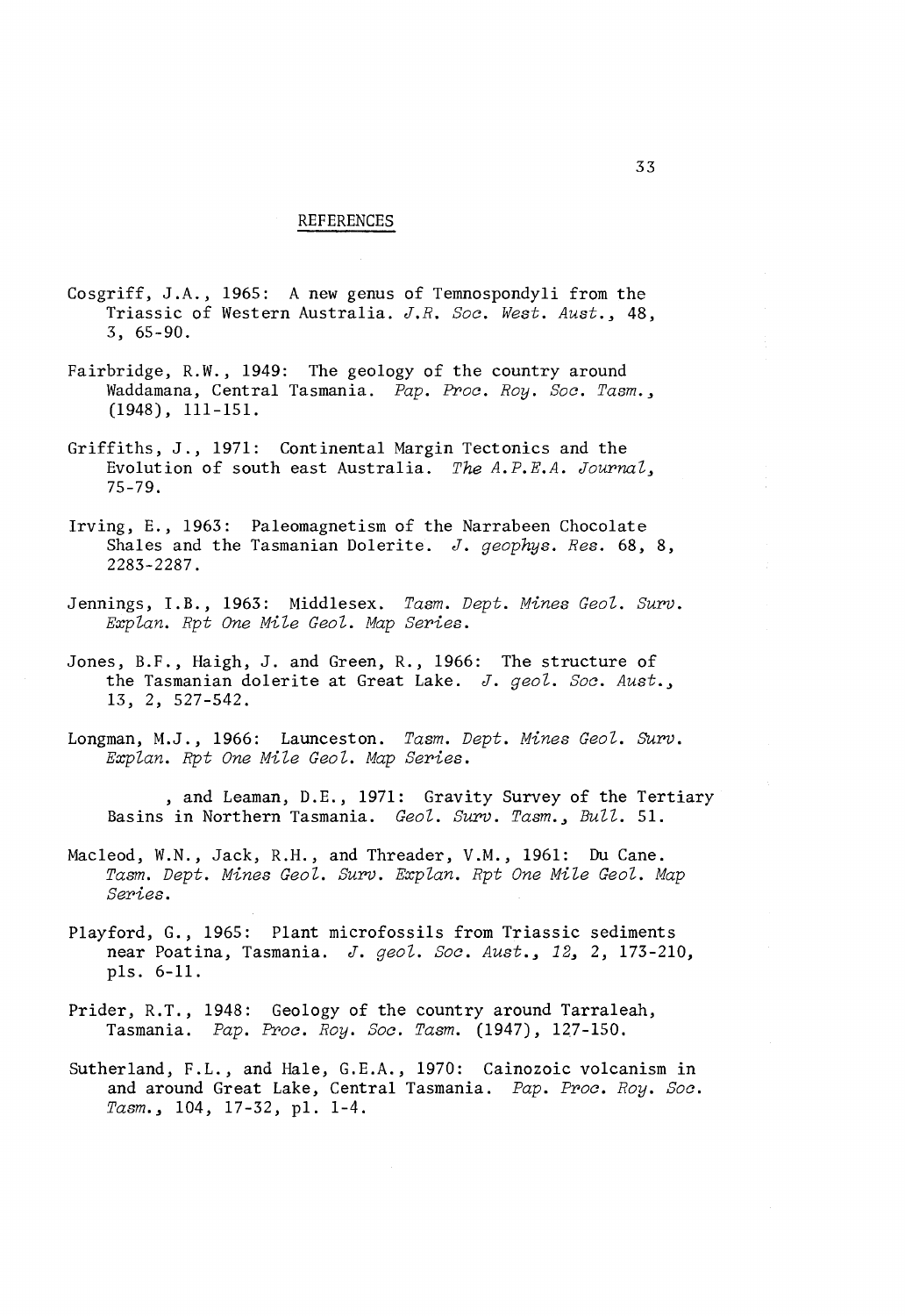## REFERENCES

Cosgriff, J.A., 1965: A new genus of Temnospondyli from the Triassic of Western Australia. *J.R. Soc. West. Aust.*, 48, 3, 65-90.

Fairbridge, R.W., 1949: The geology of the country around Waddamana, Central Tasmania. *Pap. Proc. Roy. Soc. Tasm.*, (1948), 111-151.

Griffiths, J., 1971: Continental Margin Tectonics and the Evolution of south east Australia. *The A.P.E.A. Journal*, 75-79.

Irving, E., 1963: Paleomagnetism of the Narrabeen Chocolate Shales and the Tasmanian Dolerite. *J. geophys. Res.* 68, 8, 2283-2287.

Jennings, I.B., 1963: Middlesex. *Tasm. Dept. Mines Geol. Surv. Explan. Rpt One Mile Geol. Map Series.*

Jones, B.F., Haigh, J. and Green, R., 1966: The structure of the Tasmanian dolerite at Great Lake. *J. geol. Soc. Aust.*, 13, 2, 527-542.

Longman, M.J., 1966: Launceston. *Tasm. Dept. Mines Geol. Surv. Explan. Rpt One Mile Geol. Map Series.*

, and Leaman, D.E., 1971: Gravity Survey of the Tertiary Basins in Northern Tasmania. *Geol. Surv. Tasm., Bull.* 51.

Macleod, W.N., Jack, R.H., and Threader, V.M., 1961: Du Cane. *Tasm. Dept. Mines Geol. Surv. Explan. Rpt One Mile Geol. Map Series.*

Playford, G., 1965: Plant microfossils from Triassic sediments near Poatina, Tasmania. *J. geol. Soc. Aust., 12*, 2, 173-210, pls. 6-11.

Prider, R.T., 1948: Geology of the country around Tarraleah, Tasmania. *Pap. Proc. Roy. Soc. Tasm.* (1947), 127-150.

Sutherland, F.L., and Hale, G.E.A., 1970: Cainozoic volcanism in and around Great Lake, Central Tasmania. *Pap. Proc. Roy. Soc. Tasm.*, 104, 17-32, pl. 1-4.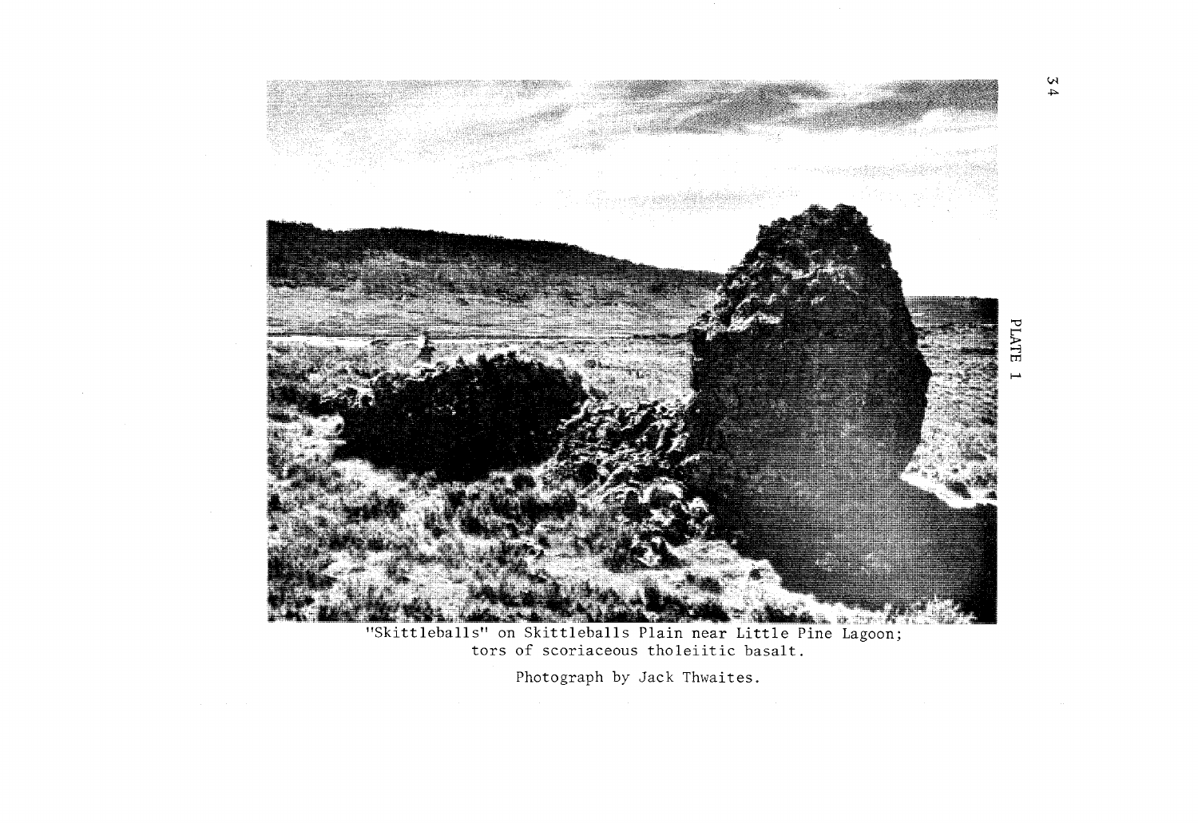PLATE 1

"Skittleballs" on Skittleballs Plain near Little Pine Lagoon; tors of scoriaceous tholeiitic basalt.

Photograph by Jack Thwaites.